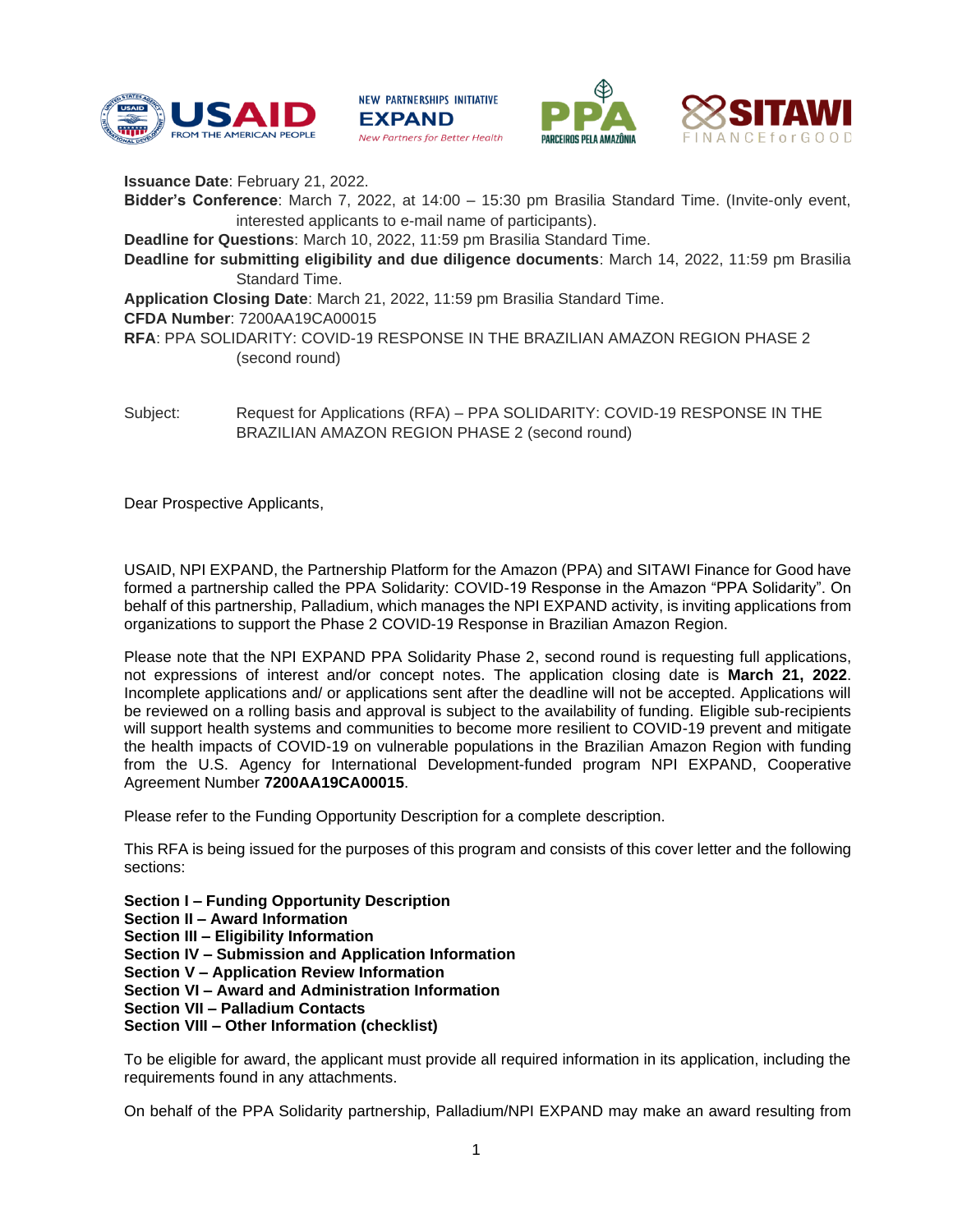**Issuance Date**: February 21, 2022.

**Bidder's Conference**: March 7, 2022, at 14:00 – 15:30 pm Brasilia Standard Time. (Invite-only event, interested applicants to e-mail name of participants).

**Deadline for Questions**: March 10, 2022, 11:59 pm Brasilia Standard Time.

**Deadline for submitting eligibility and due diligence documents**: March 14, 2022, 11:59 pm Brasilia Standard Time.

**Application Closing Date**: March 21, 2022, 11:59 pm Brasilia Standard Time.

**CFDA Number**: 7200AA19CA00015

**RFA**: PPA SOLIDARITY: COVID-19 RESPONSE IN THE BRAZILIAN AMAZON REGION PHASE 2 (second round)

Subject: Request for Applications (RFA) – PPA SOLIDARITY: COVID-19 RESPONSE IN THE BRAZILIAN AMAZON REGION PHASE 2 (second round)

Dear Prospective Applicants,

USAID, NPI EXPAND, the Partnership Platform for the Amazon (PPA) and SITAWI Finance for Good have formed a partnership called the PPA Solidarity: COVID-19 Response in the Amazon "PPA Solidarity". On behalf of this partnership, Palladium, which manages the NPI EXPAND activity, is inviting applications from organizations to support the Phase 2 COVID-19 Response in Brazilian Amazon Region.

Please note that the NPI EXPAND PPA Solidarity Phase 2, second round is requesting full applications, not expressions of interest and/or concept notes. The application closing date is **March 21, 2022**. Incomplete applications and/ or applications sent after the deadline will not be accepted. Applications will be reviewed on a rolling basis and approval is subject to the availability of funding. Eligible sub-recipients will support health systems and communities to become more resilient to COVID-19 prevent and mitigate the health impacts of COVID-19 on vulnerable populations in the Brazilian Amazon Region with funding from the U.S. Agency for International Development-funded program NPI EXPAND, Cooperative Agreement Number **7200AA19CA00015**.

Please refer to the Funding Opportunity Description for a complete description.

This RFA is being issued for the purposes of this program and consists of this cover letter and the following sections:

**Section I – Funding Opportunity Description**
**Section II – Award Information**
**Section III – Eligibility Information**
**Section IV – Submission and Application Information**
**Section V – Application Review Information**
**Section VI – Award and Administration Information**
**Section VII – Palladium Contacts**
**Section VIII – Other Information (checklist)**

To be eligible for award, the applicant must provide all required information in its application, including the requirements found in any attachments.

On behalf of the PPA Solidarity partnership, Palladium/NPI EXPAND may make an award resulting from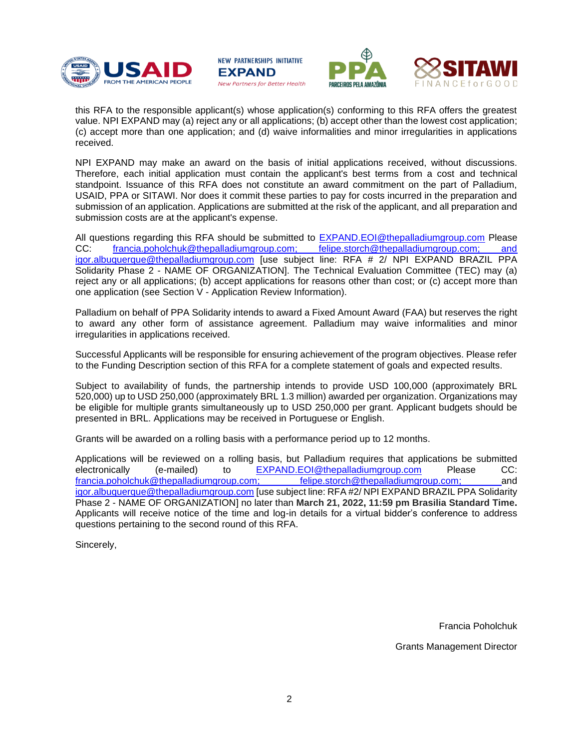this RFA to the responsible applicant(s) whose application(s) conforming to this RFA offers the greatest value. NPI EXPAND may (a) reject any or all applications; (b) accept other than the lowest cost application; (c) accept more than one application; and (d) waive informalities and minor irregularities in applications received.

NPI EXPAND may make an award on the basis of initial applications received, without discussions. Therefore, each initial application must contain the applicant's best terms from a cost and technical standpoint. Issuance of this RFA does not constitute an award commitment on the part of Palladium, USAID, PPA or SITAWI. Nor does it commit these parties to pay for costs incurred in the preparation and submission of an application. Applications are submitted at the risk of the applicant, and all preparation and submission costs are at the applicant's expense.

All questions regarding this RFA should be submitted to EXPAND.EOI@thepalladiumgroup.com Please CC: francia.poholchuk@thepalladiumgroup.com; felipe.storch@thepalladiumgroup.com; and igor.albuquerque@thepalladiumgroup.com [use subject line: RFA # 2/ NPI EXPAND BRAZIL PPA Solidarity Phase 2 - NAME OF ORGANIZATION]. The Technical Evaluation Committee (TEC) may (a) reject any or all applications; (b) accept applications for reasons other than cost; or (c) accept more than one application (see Section V - Application Review Information).

Palladium on behalf of PPA Solidarity intends to award a Fixed Amount Award (FAA) but reserves the right to award any other form of assistance agreement. Palladium may waive informalities and minor irregularities in applications received.

Successful Applicants will be responsible for ensuring achievement of the program objectives. Please refer to the Funding Description section of this RFA for a complete statement of goals and expected results.

Subject to availability of funds, the partnership intends to provide USD 100,000 (approximately BRL 520,000) up to USD 250,000 (approximately BRL 1.3 million) awarded per organization. Organizations may be eligible for multiple grants simultaneously up to USD 250,000 per grant. Applicant budgets should be presented in BRL. Applications may be received in Portuguese or English.

Grants will be awarded on a rolling basis with a performance period up to 12 months.

Applications will be reviewed on a rolling basis, but Palladium requires that applications be submitted electronically (e-mailed) to EXPAND.EOI@thepalladiumgroup.com Please CC: francia.poholchuk@thepalladiumgroup.com; felipe.storch@thepalladiumgroup.com; and igor.albuquerque@thepalladiumgroup.com [use subject line: RFA #2/ NPI EXPAND BRAZIL PPA Solidarity Phase 2 - NAME OF ORGANIZATION] no later than **March 21, 2022, 11:59 pm Brasilia Standard Time.** Applicants will receive notice of the time and log-in details for a virtual bidder's conference to address questions pertaining to the second round of this RFA.

Sincerely,

Francia Poholchuk

Grants Management Director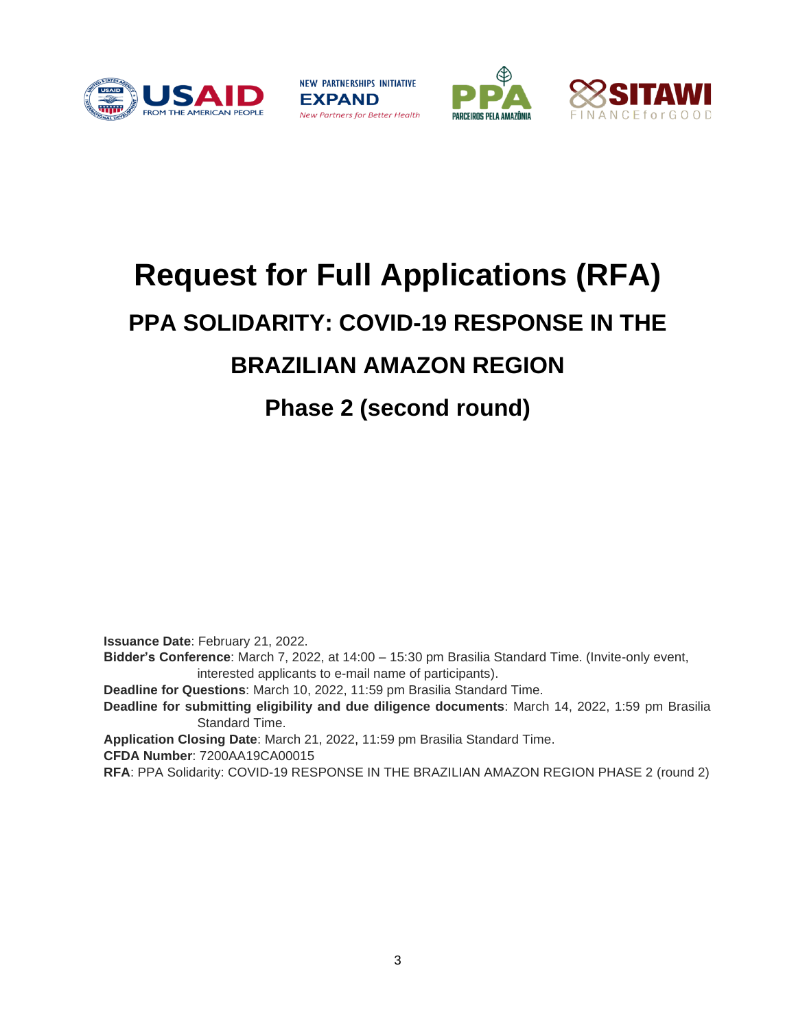# Request for Full Applications (RFA)

## PPA SOLIDARITY: COVID-19 RESPONSE IN THE BRAZILIAN AMAZON REGION

## Phase 2 (second round)

**Issuance Date**: February 21, 2022.

**Bidder's Conference**: March 7, 2022, at 14:00 – 15:30 pm Brasilia Standard Time. (Invite-only event, interested applicants to e-mail name of participants).

**Deadline for Questions**: March 10, 2022, 11:59 pm Brasilia Standard Time.

**Deadline for submitting eligibility and due diligence documents**: March 14, 2022, 1:59 pm Brasilia Standard Time.

**Application Closing Date**: March 21, 2022, 11:59 pm Brasilia Standard Time.

**CFDA Number**: 7200AA19CA00015

**RFA**: PPA Solidarity: COVID-19 RESPONSE IN THE BRAZILIAN AMAZON REGION PHASE 2 (round 2)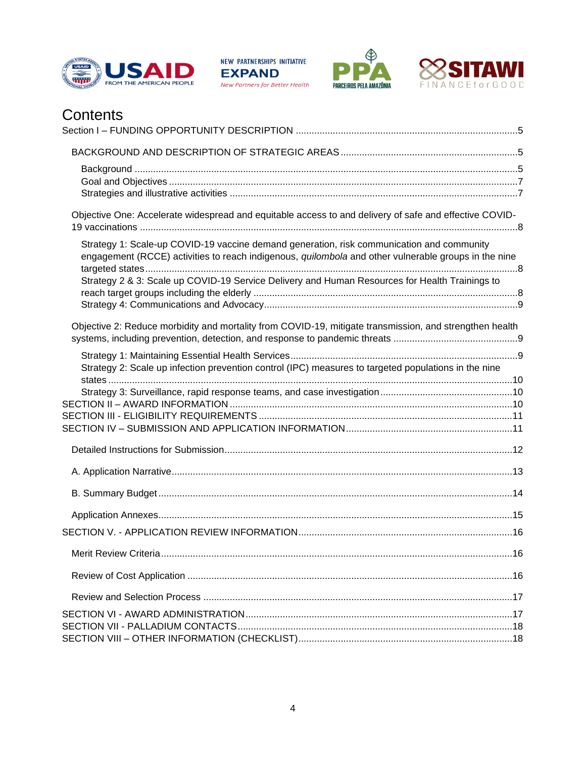# Contents

Section I – FUNDING OPPORTUNITY DESCRIPTION ....5

- BACKGROUND AND DESCRIPTION OF STRATEGIC AREAS ....5
  - Background ....5
  - Goal and Objectives ....7
  - Strategies and illustrative activities ....7
- Objective One: Accelerate widespread and equitable access to and delivery of safe and effective COVID-19 vaccinations ....8
  - Strategy 1: Scale-up COVID-19 vaccine demand generation, risk communication and community engagement (RCCE) activities to reach indigenous, *quilombola* and other vulnerable groups in the nine targeted states ....8
  - Strategy 2 & 3: Scale up COVID-19 Service Delivery and Human Resources for Health Trainings to reach target groups including the elderly ....8
  - Strategy 4: Communications and Advocacy ....9
- Objective 2: Reduce morbidity and mortality from COVID-19, mitigate transmission, and strengthen health systems, including prevention, detection, and response to pandemic threats ....9
  - Strategy 1: Maintaining Essential Health Services ....9
  - Strategy 2: Scale up infection prevention control (IPC) measures to targeted populations in the nine states ....10
  - Strategy 3: Surveillance, rapid response teams, and case investigation ....10

SECTION II – AWARD INFORMATION ....10

SECTION III - ELIGIBILITY REQUIREMENTS ....11

SECTION IV – SUBMISSION AND APPLICATION INFORMATION ....11

- Detailed Instructions for Submission ....12
- A. Application Narrative ....13
- B. Summary Budget ....14
- Application Annexes ....15

SECTION V. - APPLICATION REVIEW INFORMATION ....16

- Merit Review Criteria ....16
- Review of Cost Application ....16
- Review and Selection Process ....17

SECTION VI - AWARD ADMINISTRATION ....17

SECTION VII - PALLADIUM CONTACTS ....18

SECTION VIII – OTHER INFORMATION (CHECKLIST) ....18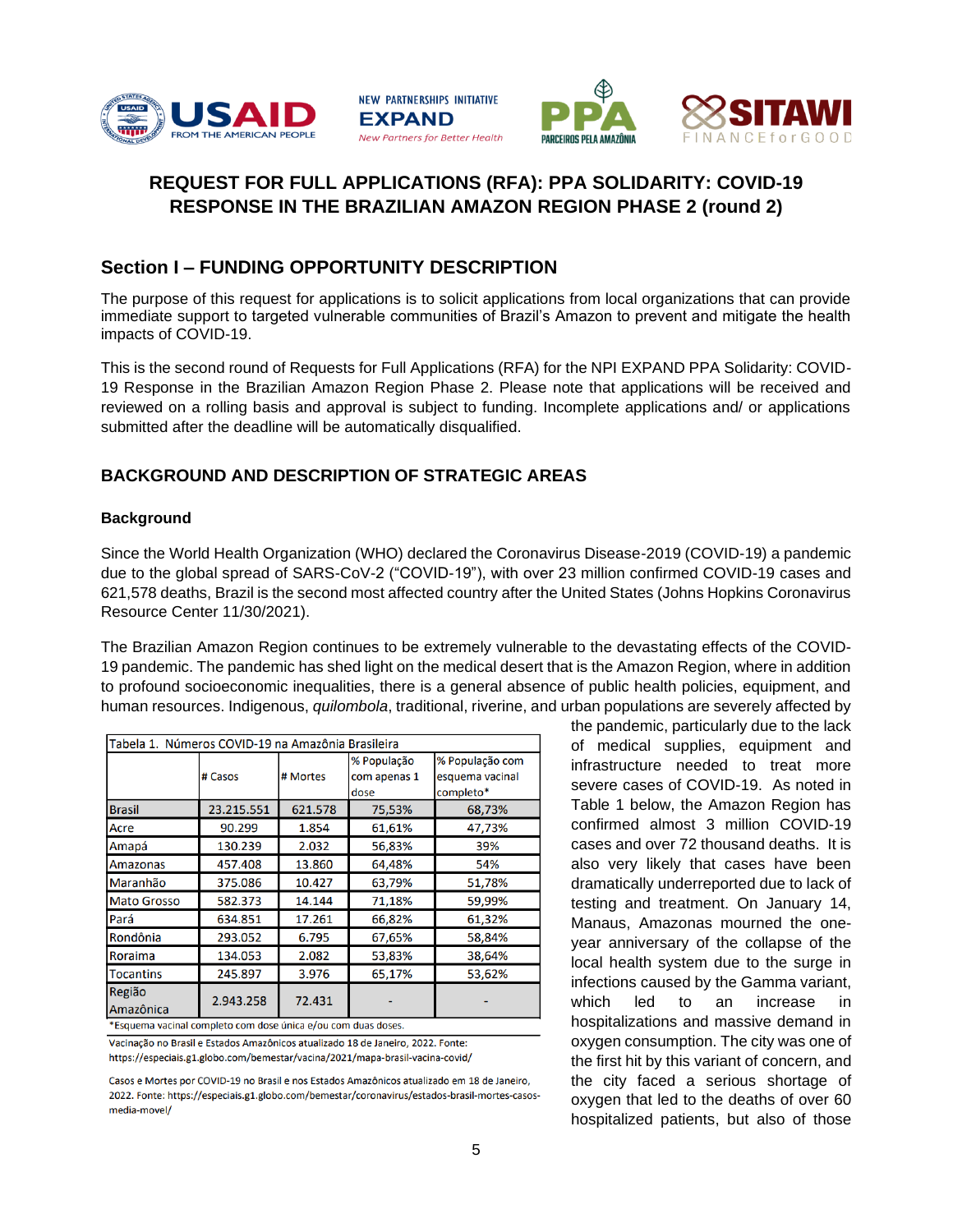# REQUEST FOR FULL APPLICATIONS (RFA): PPA SOLIDARITY: COVID-19 RESPONSE IN THE BRAZILIAN AMAZON REGION PHASE 2 (round 2)

## Section I – FUNDING OPPORTUNITY DESCRIPTION

The purpose of this request for applications is to solicit applications from local organizations that can provide immediate support to targeted vulnerable communities of Brazil's Amazon to prevent and mitigate the health impacts of COVID-19.

This is the second round of Requests for Full Applications (RFA) for the NPI EXPAND PPA Solidarity: COVID-19 Response in the Brazilian Amazon Region Phase 2. Please note that applications will be received and reviewed on a rolling basis and approval is subject to funding. Incomplete applications and/ or applications submitted after the deadline will be automatically disqualified.

## BACKGROUND AND DESCRIPTION OF STRATEGIC AREAS

### Background

Since the World Health Organization (WHO) declared the Coronavirus Disease-2019 (COVID-19) a pandemic due to the global spread of SARS-CoV-2 ("COVID-19"), with over 23 million confirmed COVID-19 cases and 621,578 deaths, Brazil is the second most affected country after the United States (Johns Hopkins Coronavirus Resource Center 11/30/2021).

The Brazilian Amazon Region continues to be extremely vulnerable to the devastating effects of the COVID-19 pandemic. The pandemic has shed light on the medical desert that is the Amazon Region, where in addition to profound socioeconomic inequalities, there is a general absence of public health policies, equipment, and human resources. Indigenous, *quilombola*, traditional, riverine, and urban populations are severely affected by the pandemic, particularly due to the lack of medical supplies, equipment and infrastructure needed to treat more severe cases of COVID-19. As noted in Table 1 below, the Amazon Region has confirmed almost 3 million COVID-19 cases and over 72 thousand deaths. It is also very likely that cases have been dramatically underreported due to lack of testing and treatment. On January 14, Manaus, Amazonas mourned the one-year anniversary of the collapse of the local health system due to the surge in infections caused by the Gamma variant, which led to an increase in hospitalizations and massive demand in oxygen consumption. The city was one of the first hit by this variant of concern, and the city faced a serious shortage of oxygen that led to the deaths of over 60 hospitalized patients, but also of those

Tabela 1. Números COVID-19 na Amazônia Brasileira

| | # Casos | # Mortes | % População com apenas 1 dose | % População com esquema vacinal completo* |
|---|---|---|---|---|
| Brasil | 23.215.551 | 621.578 | 75,53% | 68,73% |
| Acre | 90.299 | 1.854 | 61,61% | 47,73% |
| Amapá | 130.239 | 2.032 | 56,83% | 39% |
| Amazonas | 457.408 | 13.860 | 64,48% | 54% |
| Maranhão | 375.086 | 10.427 | 63,79% | 51,78% |
| Mato Grosso | 582.373 | 14.144 | 71,18% | 59,99% |
| Pará | 634.851 | 17.261 | 66,82% | 61,32% |
| Rondônia | 293.052 | 6.795 | 67,65% | 58,84% |
| Roraima | 134.053 | 2.082 | 53,83% | 38,64% |
| Tocantins | 245.897 | 3.976 | 65,17% | 53,62% |
| Região Amazônica | 2.943.258 | 72.431 | - | - |

*Esquema vacinal completo com dose única e/ou com duas doses.

Vacinação no Brasil e Estados Amazônicos atualizado 18 de Janeiro, 2022. Fonte: https://especiais.g1.globo.com/bemestar/vacina/2021/mapa-brasil-vacina-covid/

Casos e Mortes por COVID-19 no Brasil e nos Estados Amazônicos atualizado em 18 de Janeiro, 2022. Fonte: https://especiais.g1.globo.com/bemestar/coronavirus/estados-brasil-mortes-casos-media-movel/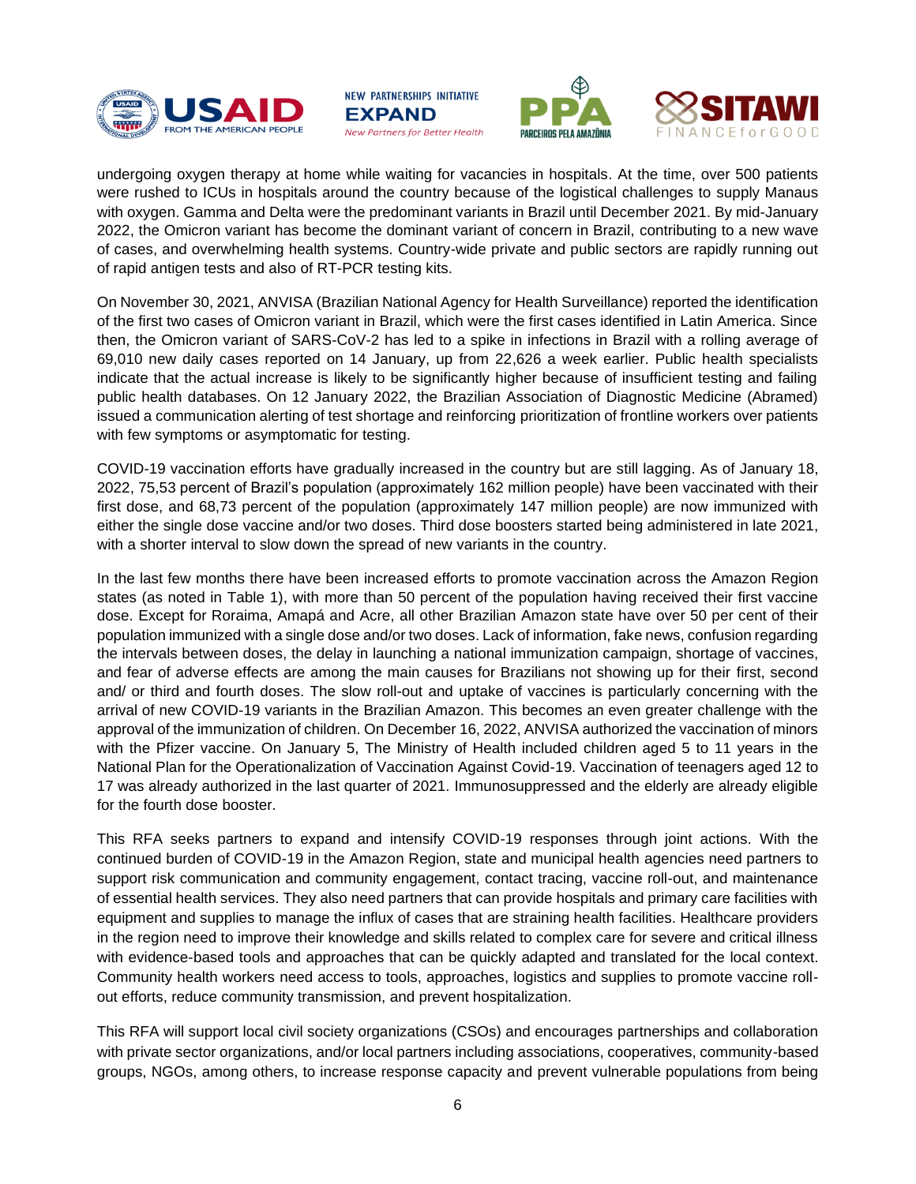undergoing oxygen therapy at home while waiting for vacancies in hospitals. At the time, over 500 patients were rushed to ICUs in hospitals around the country because of the logistical challenges to supply Manaus with oxygen. Gamma and Delta were the predominant variants in Brazil until December 2021. By mid-January 2022, the Omicron variant has become the dominant variant of concern in Brazil, contributing to a new wave of cases, and overwhelming health systems. Country-wide private and public sectors are rapidly running out of rapid antigen tests and also of RT-PCR testing kits.

On November 30, 2021, ANVISA (Brazilian National Agency for Health Surveillance) reported the identification of the first two cases of Omicron variant in Brazil, which were the first cases identified in Latin America. Since then, the Omicron variant of SARS-CoV-2 has led to a spike in infections in Brazil with a rolling average of 69,010 new daily cases reported on 14 January, up from 22,626 a week earlier. Public health specialists indicate that the actual increase is likely to be significantly higher because of insufficient testing and failing public health databases. On 12 January 2022, the Brazilian Association of Diagnostic Medicine (Abramed) issued a communication alerting of test shortage and reinforcing prioritization of frontline workers over patients with few symptoms or asymptomatic for testing.

COVID-19 vaccination efforts have gradually increased in the country but are still lagging. As of January 18, 2022, 75,53 percent of Brazil's population (approximately 162 million people) have been vaccinated with their first dose, and 68,73 percent of the population (approximately 147 million people) are now immunized with either the single dose vaccine and/or two doses. Third dose boosters started being administered in late 2021, with a shorter interval to slow down the spread of new variants in the country.

In the last few months there have been increased efforts to promote vaccination across the Amazon Region states (as noted in Table 1), with more than 50 percent of the population having received their first vaccine dose. Except for Roraima, Amapá and Acre, all other Brazilian Amazon state have over 50 per cent of their population immunized with a single dose and/or two doses. Lack of information, fake news, confusion regarding the intervals between doses, the delay in launching a national immunization campaign, shortage of vaccines, and fear of adverse effects are among the main causes for Brazilians not showing up for their first, second and/ or third and fourth doses. The slow roll-out and uptake of vaccines is particularly concerning with the arrival of new COVID-19 variants in the Brazilian Amazon. This becomes an even greater challenge with the approval of the immunization of children. On December 16, 2022, ANVISA authorized the vaccination of minors with the Pfizer vaccine. On January 5, The Ministry of Health included children aged 5 to 11 years in the National Plan for the Operationalization of Vaccination Against Covid-19. Vaccination of teenagers aged 12 to 17 was already authorized in the last quarter of 2021. Immunosuppressed and the elderly are already eligible for the fourth dose booster.

This RFA seeks partners to expand and intensify COVID-19 responses through joint actions. With the continued burden of COVID-19 in the Amazon Region, state and municipal health agencies need partners to support risk communication and community engagement, contact tracing, vaccine roll-out, and maintenance of essential health services. They also need partners that can provide hospitals and primary care facilities with equipment and supplies to manage the influx of cases that are straining health facilities. Healthcare providers in the region need to improve their knowledge and skills related to complex care for severe and critical illness with evidence-based tools and approaches that can be quickly adapted and translated for the local context. Community health workers need access to tools, approaches, logistics and supplies to promote vaccine roll-out efforts, reduce community transmission, and prevent hospitalization.

This RFA will support local civil society organizations (CSOs) and encourages partnerships and collaboration with private sector organizations, and/or local partners including associations, cooperatives, community-based groups, NGOs, among others, to increase response capacity and prevent vulnerable populations from being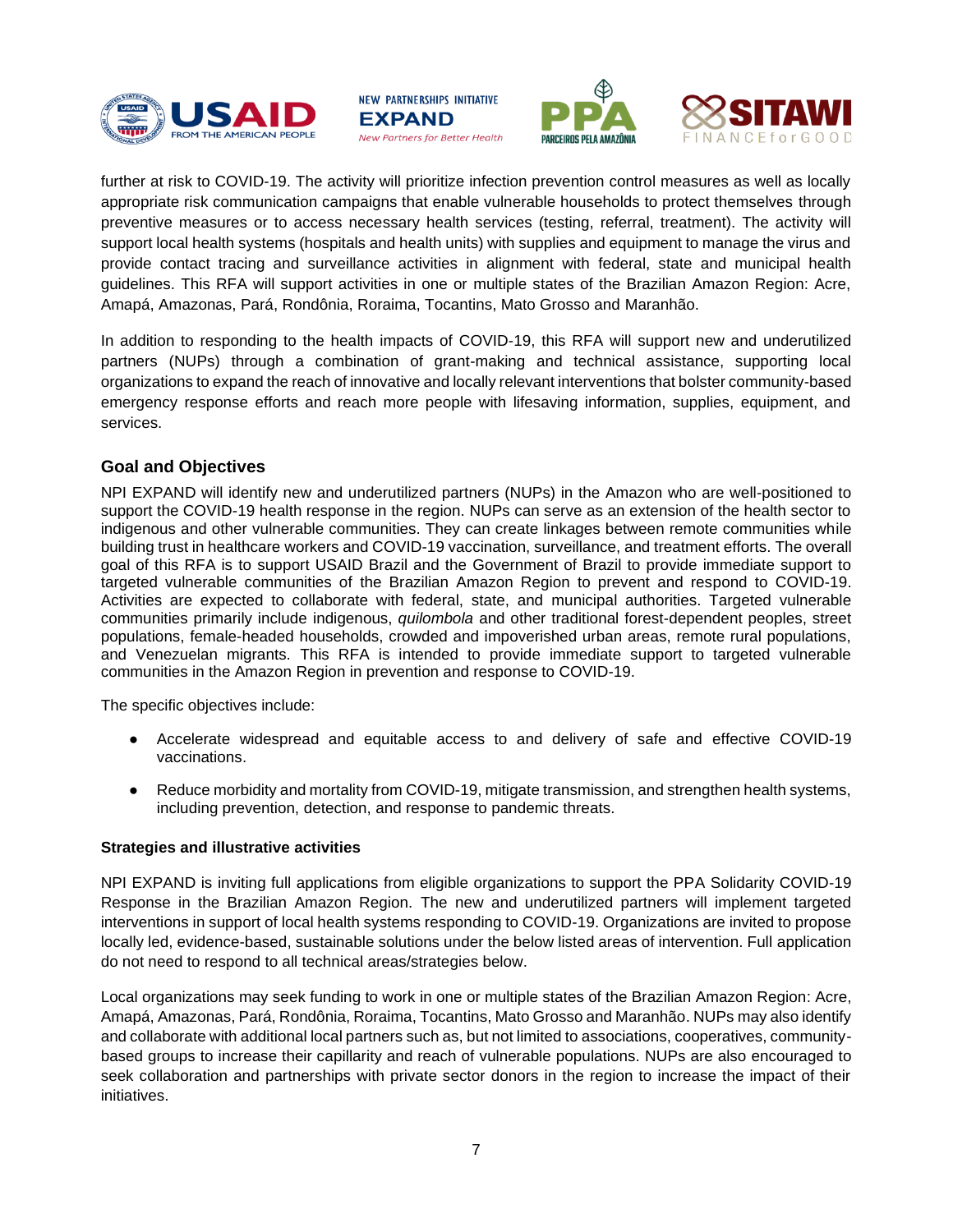further at risk to COVID-19. The activity will prioritize infection prevention control measures as well as locally appropriate risk communication campaigns that enable vulnerable households to protect themselves through preventive measures or to access necessary health services (testing, referral, treatment). The activity will support local health systems (hospitals and health units) with supplies and equipment to manage the virus and provide contact tracing and surveillance activities in alignment with federal, state and municipal health guidelines. This RFA will support activities in one or multiple states of the Brazilian Amazon Region: Acre, Amapá, Amazonas, Pará, Rondônia, Roraima, Tocantins, Mato Grosso and Maranhão.

In addition to responding to the health impacts of COVID-19, this RFA will support new and underutilized partners (NUPs) through a combination of grant-making and technical assistance, supporting local organizations to expand the reach of innovative and locally relevant interventions that bolster community-based emergency response efforts and reach more people with lifesaving information, supplies, equipment, and services.

## Goal and Objectives

NPI EXPAND will identify new and underutilized partners (NUPs) in the Amazon who are well-positioned to support the COVID-19 health response in the region. NUPs can serve as an extension of the health sector to indigenous and other vulnerable communities. They can create linkages between remote communities while building trust in healthcare workers and COVID-19 vaccination, surveillance, and treatment efforts. The overall goal of this RFA is to support USAID Brazil and the Government of Brazil to provide immediate support to targeted vulnerable communities of the Brazilian Amazon Region to prevent and respond to COVID-19. Activities are expected to collaborate with federal, state, and municipal authorities. Targeted vulnerable communities primarily include indigenous, *quilombola* and other traditional forest-dependent peoples, street populations, female-headed households, crowded and impoverished urban areas, remote rural populations, and Venezuelan migrants. This RFA is intended to provide immediate support to targeted vulnerable communities in the Amazon Region in prevention and response to COVID-19.

The specific objectives include:

- Accelerate widespread and equitable access to and delivery of safe and effective COVID-19 vaccinations.
- Reduce morbidity and mortality from COVID-19, mitigate transmission, and strengthen health systems, including prevention, detection, and response to pandemic threats.

### Strategies and illustrative activities

NPI EXPAND is inviting full applications from eligible organizations to support the PPA Solidarity COVID-19 Response in the Brazilian Amazon Region. The new and underutilized partners will implement targeted interventions in support of local health systems responding to COVID-19. Organizations are invited to propose locally led, evidence-based, sustainable solutions under the below listed areas of intervention. Full application do not need to respond to all technical areas/strategies below.

Local organizations may seek funding to work in one or multiple states of the Brazilian Amazon Region: Acre, Amapá, Amazonas, Pará, Rondônia, Roraima, Tocantins, Mato Grosso and Maranhão. NUPs may also identify and collaborate with additional local partners such as, but not limited to associations, cooperatives, community-based groups to increase their capillarity and reach of vulnerable populations. NUPs are also encouraged to seek collaboration and partnerships with private sector donors in the region to increase the impact of their initiatives.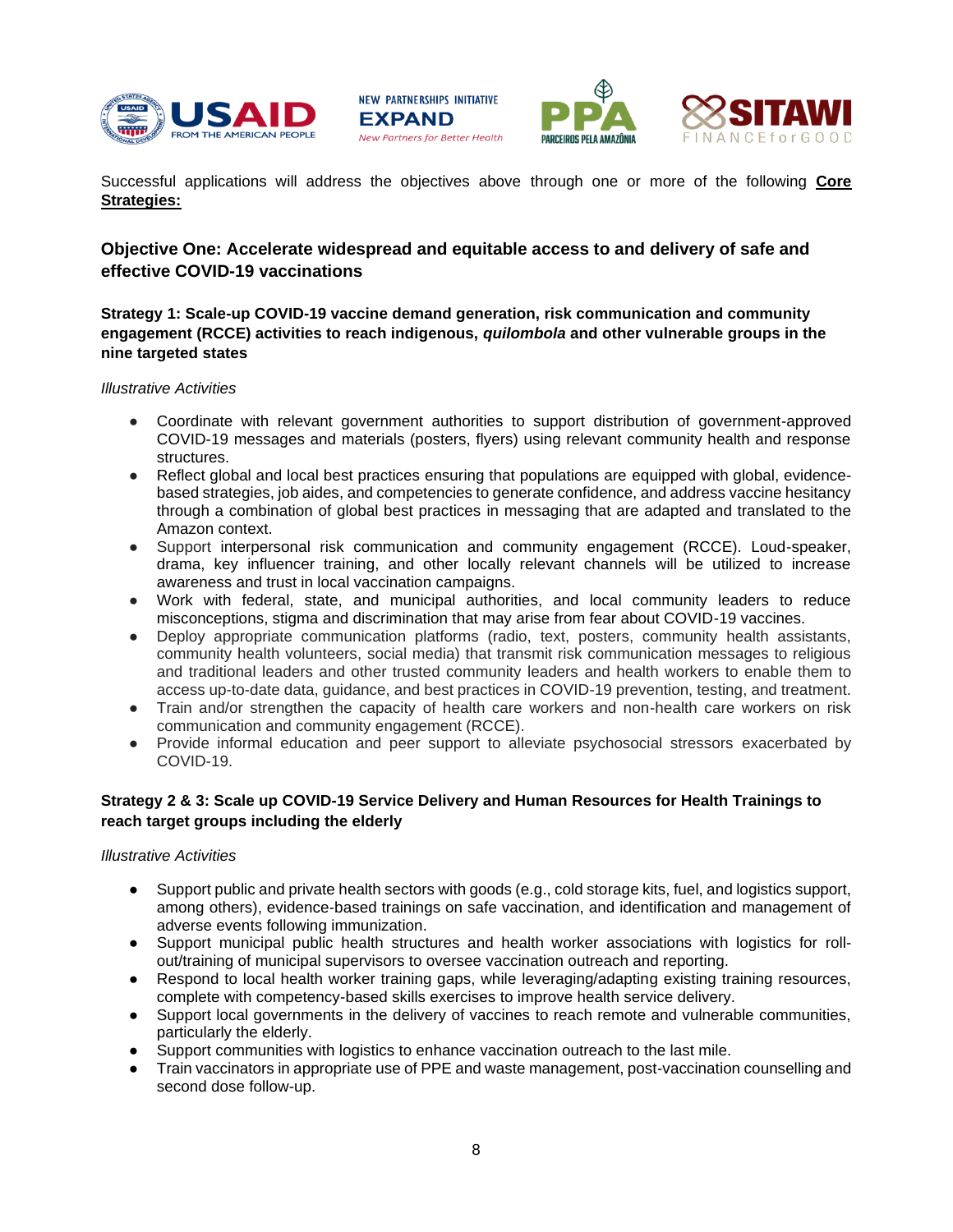Successful applications will address the objectives above through one or more of the following **Core Strategies:**

### Objective One: Accelerate widespread and equitable access to and delivery of safe and effective COVID-19 vaccinations

**Strategy 1: Scale-up COVID-19 vaccine demand generation, risk communication and community engagement (RCCE) activities to reach indigenous, *quilombola* and other vulnerable groups in the nine targeted states**

*Illustrative Activities*

- Coordinate with relevant government authorities to support distribution of government-approved COVID-19 messages and materials (posters, flyers) using relevant community health and response structures.
- Reflect global and local best practices ensuring that populations are equipped with global, evidence-based strategies, job aides, and competencies to generate confidence, and address vaccine hesitancy through a combination of global best practices in messaging that are adapted and translated to the Amazon context.
- Support interpersonal risk communication and community engagement (RCCE). Loud-speaker, drama, key influencer training, and other locally relevant channels will be utilized to increase awareness and trust in local vaccination campaigns.
- Work with federal, state, and municipal authorities, and local community leaders to reduce misconceptions, stigma and discrimination that may arise from fear about COVID-19 vaccines.
- Deploy appropriate communication platforms (radio, text, posters, community health assistants, community health volunteers, social media) that transmit risk communication messages to religious and traditional leaders and other trusted community leaders and health workers to enable them to access up-to-date data, guidance, and best practices in COVID-19 prevention, testing, and treatment.
- Train and/or strengthen the capacity of health care workers and non-health care workers on risk communication and community engagement (RCCE).
- Provide informal education and peer support to alleviate psychosocial stressors exacerbated by COVID-19.

**Strategy 2 & 3: Scale up COVID-19 Service Delivery and Human Resources for Health Trainings to reach target groups including the elderly**

*Illustrative Activities*

- Support public and private health sectors with goods (e.g., cold storage kits, fuel, and logistics support, among others), evidence-based trainings on safe vaccination, and identification and management of adverse events following immunization.
- Support municipal public health structures and health worker associations with logistics for roll-out/training of municipal supervisors to oversee vaccination outreach and reporting.
- Respond to local health worker training gaps, while leveraging/adapting existing training resources, complete with competency-based skills exercises to improve health service delivery.
- Support local governments in the delivery of vaccines to reach remote and vulnerable communities, particularly the elderly.
- Support communities with logistics to enhance vaccination outreach to the last mile.
- Train vaccinators in appropriate use of PPE and waste management, post-vaccination counselling and second dose follow-up.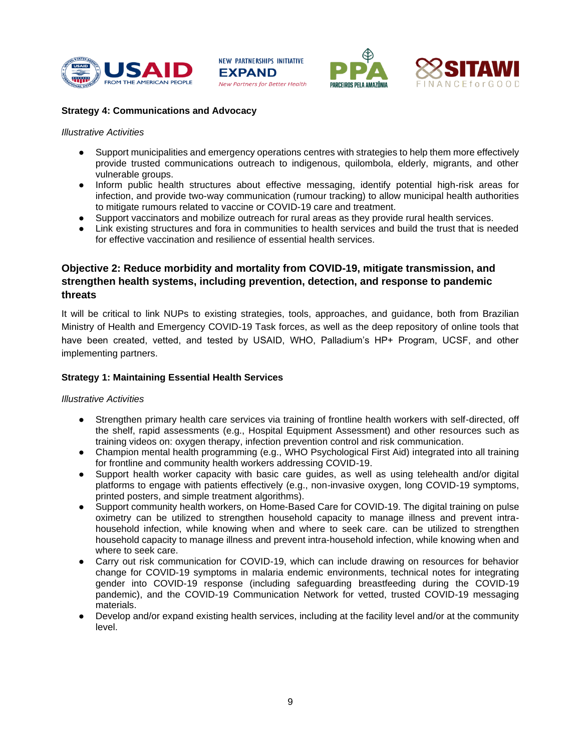**Strategy 4: Communications and Advocacy**

*Illustrative Activities*

- Support municipalities and emergency operations centres with strategies to help them more effectively provide trusted communications outreach to indigenous, quilombola, elderly, migrants, and other vulnerable groups.
- Inform public health structures about effective messaging, identify potential high-risk areas for infection, and provide two-way communication (rumour tracking) to allow municipal health authorities to mitigate rumours related to vaccine or COVID-19 care and treatment.
- Support vaccinators and mobilize outreach for rural areas as they provide rural health services.
- Link existing structures and fora in communities to health services and build the trust that is needed for effective vaccination and resilience of essential health services.

## Objective 2: Reduce morbidity and mortality from COVID-19, mitigate transmission, and strengthen health systems, including prevention, detection, and response to pandemic threats

It will be critical to link NUPs to existing strategies, tools, approaches, and guidance, both from Brazilian Ministry of Health and Emergency COVID-19 Task forces, as well as the deep repository of online tools that have been created, vetted, and tested by USAID, WHO, Palladium's HP+ Program, UCSF, and other implementing partners.

**Strategy 1: Maintaining Essential Health Services**

*Illustrative Activities*

- Strengthen primary health care services via training of frontline health workers with self-directed, off the shelf, rapid assessments (e.g., Hospital Equipment Assessment) and other resources such as training videos on: oxygen therapy, infection prevention control and risk communication.
- Champion mental health programming (e.g., WHO Psychological First Aid) integrated into all training for frontline and community health workers addressing COVID-19.
- Support health worker capacity with basic care guides, as well as using telehealth and/or digital platforms to engage with patients effectively (e.g., non-invasive oxygen, long COVID-19 symptoms, printed posters, and simple treatment algorithms).
- Support community health workers, on Home-Based Care for COVID-19. The digital training on pulse oximetry can be utilized to strengthen household capacity to manage illness and prevent intra-household infection, while knowing when and where to seek care. can be utilized to strengthen household capacity to manage illness and prevent intra-household infection, while knowing when and where to seek care.
- Carry out risk communication for COVID-19, which can include drawing on resources for behavior change for COVID-19 symptoms in malaria endemic environments, technical notes for integrating gender into COVID-19 response (including safeguarding breastfeeding during the COVID-19 pandemic), and the COVID-19 Communication Network for vetted, trusted COVID-19 messaging materials.
- Develop and/or expand existing health services, including at the facility level and/or at the community level.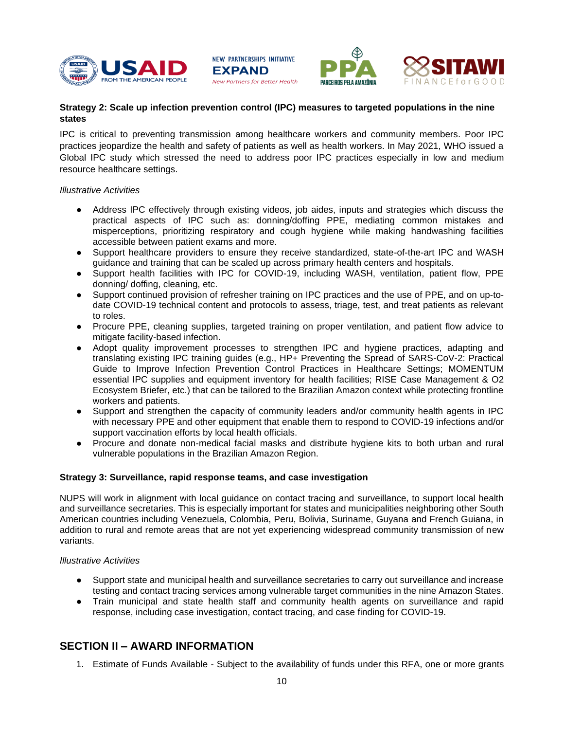**Strategy 2: Scale up infection prevention control (IPC) measures to targeted populations in the nine states**

IPC is critical to preventing transmission among healthcare workers and community members. Poor IPC practices jeopardize the health and safety of patients as well as health workers. In May 2021, WHO issued a Global IPC study which stressed the need to address poor IPC practices especially in low and medium resource healthcare settings.

*Illustrative Activities*

- Address IPC effectively through existing videos, job aides, inputs and strategies which discuss the practical aspects of IPC such as: donning/doffing PPE, mediating common mistakes and misperceptions, prioritizing respiratory and cough hygiene while making handwashing facilities accessible between patient exams and more.
- Support healthcare providers to ensure they receive standardized, state-of-the-art IPC and WASH guidance and training that can be scaled up across primary health centers and hospitals.
- Support health facilities with IPC for COVID-19, including WASH, ventilation, patient flow, PPE donning/ doffing, cleaning, etc.
- Support continued provision of refresher training on IPC practices and the use of PPE, and on up-to-date COVID-19 technical content and protocols to assess, triage, test, and treat patients as relevant to roles.
- Procure PPE, cleaning supplies, targeted training on proper ventilation, and patient flow advice to mitigate facility-based infection.
- Adopt quality improvement processes to strengthen IPC and hygiene practices, adapting and translating existing IPC training guides (e.g., HP+ Preventing the Spread of SARS-CoV-2: Practical Guide to Improve Infection Prevention Control Practices in Healthcare Settings; MOMENTUM essential IPC supplies and equipment inventory for health facilities; RISE Case Management & O2 Ecosystem Briefer, etc.) that can be tailored to the Brazilian Amazon context while protecting frontline workers and patients.
- Support and strengthen the capacity of community leaders and/or community health agents in IPC with necessary PPE and other equipment that enable them to respond to COVID-19 infections and/or support vaccination efforts by local health officials.
- Procure and donate non-medical facial masks and distribute hygiene kits to both urban and rural vulnerable populations in the Brazilian Amazon Region.

**Strategy 3: Surveillance, rapid response teams, and case investigation**

NUPS will work in alignment with local guidance on contact tracing and surveillance, to support local health and surveillance secretaries. This is especially important for states and municipalities neighboring other South American countries including Venezuela, Colombia, Peru, Bolivia, Suriname, Guyana and French Guiana, in addition to rural and remote areas that are not yet experiencing widespread community transmission of new variants.

*Illustrative Activities*

- Support state and municipal health and surveillance secretaries to carry out surveillance and increase testing and contact tracing services among vulnerable target communities in the nine Amazon States.
- Train municipal and state health staff and community health agents on surveillance and rapid response, including case investigation, contact tracing, and case finding for COVID-19.

## SECTION II – AWARD INFORMATION

1. Estimate of Funds Available - Subject to the availability of funds under this RFA, one or more grants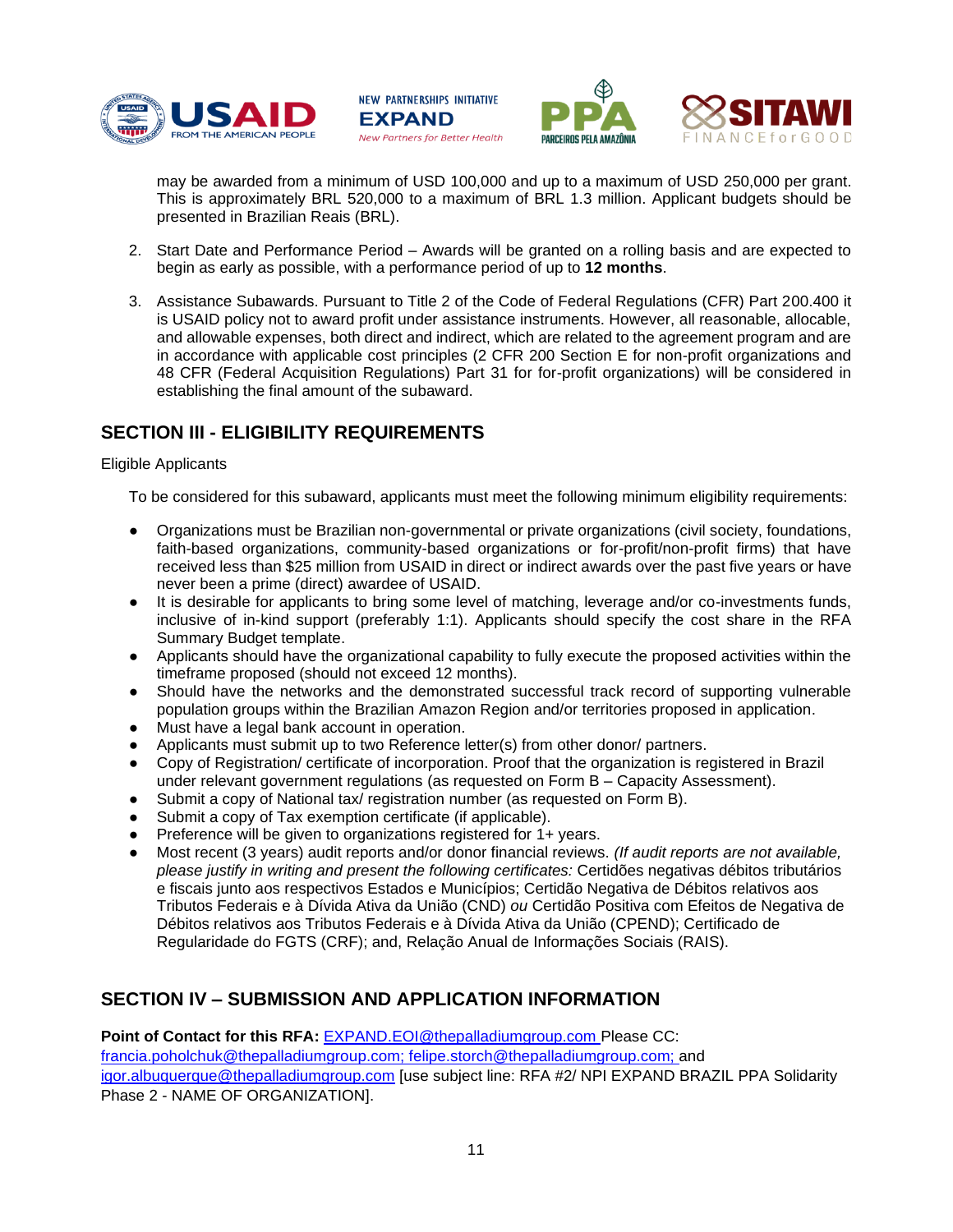may be awarded from a minimum of USD 100,000 and up to a maximum of USD 250,000 per grant. This is approximately BRL 520,000 to a maximum of BRL 1.3 million. Applicant budgets should be presented in Brazilian Reais (BRL).

2. Start Date and Performance Period – Awards will be granted on a rolling basis and are expected to begin as early as possible, with a performance period of up to **12 months**.

3. Assistance Subawards. Pursuant to Title 2 of the Code of Federal Regulations (CFR) Part 200.400 it is USAID policy not to award profit under assistance instruments. However, all reasonable, allocable, and allowable expenses, both direct and indirect, which are related to the agreement program and are in accordance with applicable cost principles (2 CFR 200 Section E for non-profit organizations and 48 CFR (Federal Acquisition Regulations) Part 31 for for-profit organizations) will be considered in establishing the final amount of the subaward.

## SECTION III - ELIGIBILITY REQUIREMENTS

Eligible Applicants

To be considered for this subaward, applicants must meet the following minimum eligibility requirements:

- Organizations must be Brazilian non-governmental or private organizations (civil society, foundations, faith-based organizations, community-based organizations or for-profit/non-profit firms) that have received less than $25 million from USAID in direct or indirect awards over the past five years or have never been a prime (direct) awardee of USAID.
- It is desirable for applicants to bring some level of matching, leverage and/or co-investments funds, inclusive of in-kind support (preferably 1:1). Applicants should specify the cost share in the RFA Summary Budget template.
- Applicants should have the organizational capability to fully execute the proposed activities within the timeframe proposed (should not exceed 12 months).
- Should have the networks and the demonstrated successful track record of supporting vulnerable population groups within the Brazilian Amazon Region and/or territories proposed in application.
- Must have a legal bank account in operation.
- Applicants must submit up to two Reference letter(s) from other donor/ partners.
- Copy of Registration/ certificate of incorporation. Proof that the organization is registered in Brazil under relevant government regulations (as requested on Form B – Capacity Assessment).
- Submit a copy of National tax/ registration number (as requested on Form B).
- Submit a copy of Tax exemption certificate (if applicable).
- Preference will be given to organizations registered for 1+ years.
- Most recent (3 years) audit reports and/or donor financial reviews. *(If audit reports are not available, please justify in writing and present the following certificates:* Certidões negativas débitos tributários e fiscais junto aos respectivos Estados e Municípios; Certidão Negativa de Débitos relativos aos Tributos Federais e à Dívida Ativa da União (CND) *ou* Certidão Positiva com Efeitos de Negativa de Débitos relativos aos Tributos Federais e à Dívida Ativa da União (CPEND); Certificado de Regularidade do FGTS (CRF); and, Relação Anual de Informações Sociais (RAIS).

## SECTION IV – SUBMISSION AND APPLICATION INFORMATION

**Point of Contact for this RFA:** EXPAND.EOI@thepalladiumgroup.com Please CC: francia.poholchuk@thepalladiumgroup.com; felipe.storch@thepalladiumgroup.com; and igor.albuquerque@thepalladiumgroup.com [use subject line: RFA #2/ NPI EXPAND BRAZIL PPA Solidarity Phase 2 - NAME OF ORGANIZATION].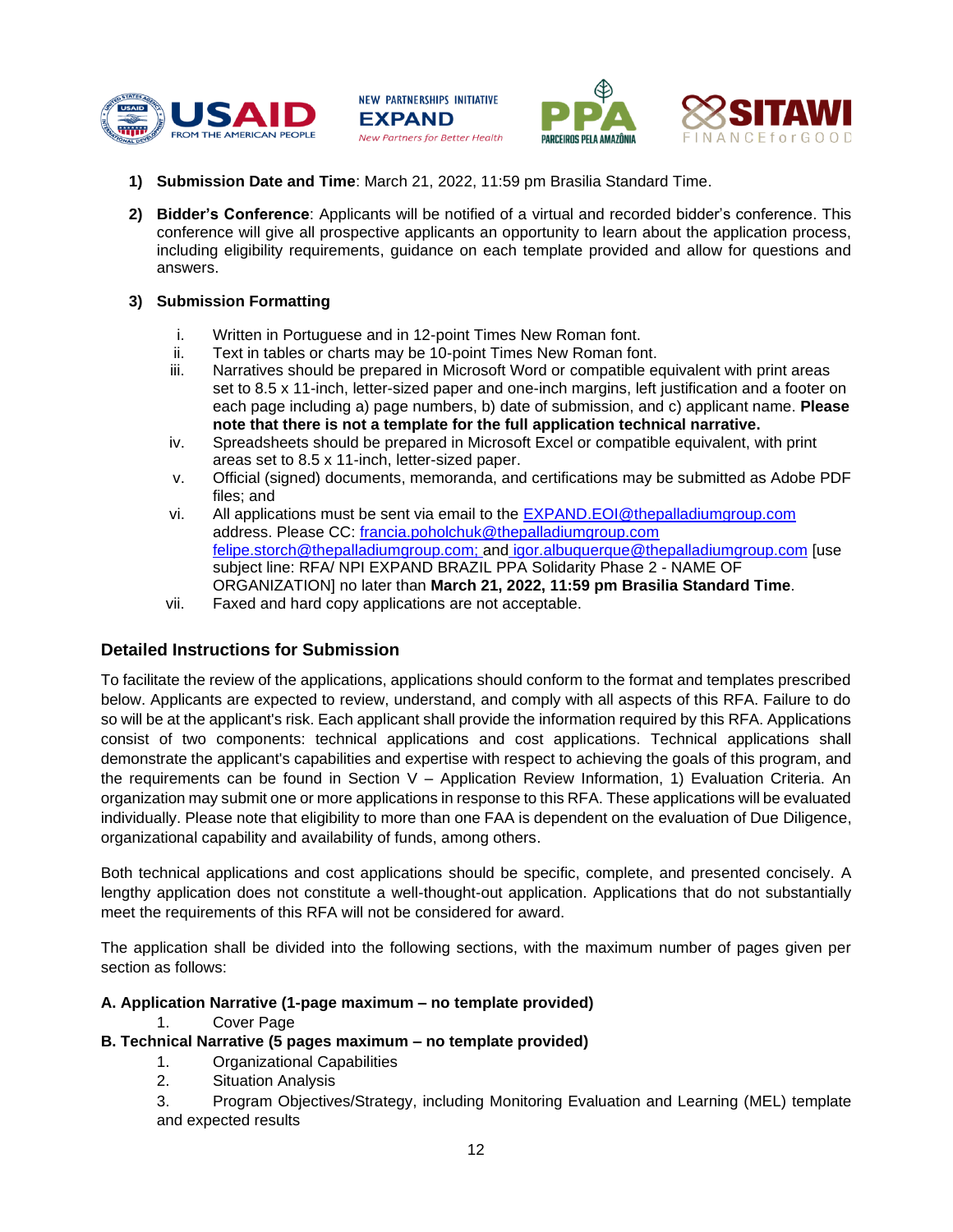1) **Submission Date and Time**: March 21, 2022, 11:59 pm Brasilia Standard Time.

2) **Bidder's Conference**: Applicants will be notified of a virtual and recorded bidder's conference. This conference will give all prospective applicants an opportunity to learn about the application process, including eligibility requirements, guidance on each template provided and allow for questions and answers.

3) **Submission Formatting**

   i. Written in Portuguese and in 12-point Times New Roman font.
   ii. Text in tables or charts may be 10-point Times New Roman font.
   iii. Narratives should be prepared in Microsoft Word or compatible equivalent with print areas set to 8.5 x 11-inch, letter-sized paper and one-inch margins, left justification and a footer on each page including a) page numbers, b) date of submission, and c) applicant name. **Please note that there is not a template for the full application technical narrative.**
   iv. Spreadsheets should be prepared in Microsoft Excel or compatible equivalent, with print areas set to 8.5 x 11-inch, letter-sized paper.
   v. Official (signed) documents, memoranda, and certifications may be submitted as Adobe PDF files; and
   vi. All applications must be sent via email to the EXPAND.EOI@thepalladiumgroup.com address. Please CC: francia.poholchuk@thepalladiumgroup.com felipe.storch@thepalladiumgroup.com; and igor.albuquerque@thepalladiumgroup.com [use subject line: RFA/ NPI EXPAND BRAZIL PPA Solidarity Phase 2 - NAME OF ORGANIZATION] no later than **March 21, 2022, 11:59 pm Brasilia Standard Time**.
   vii. Faxed and hard copy applications are not acceptable.

## Detailed Instructions for Submission

To facilitate the review of the applications, applications should conform to the format and templates prescribed below. Applicants are expected to review, understand, and comply with all aspects of this RFA. Failure to do so will be at the applicant's risk. Each applicant shall provide the information required by this RFA. Applications consist of two components: technical applications and cost applications. Technical applications shall demonstrate the applicant's capabilities and expertise with respect to achieving the goals of this program, and the requirements can be found in Section V – Application Review Information, 1) Evaluation Criteria. An organization may submit one or more applications in response to this RFA. These applications will be evaluated individually. Please note that eligibility to more than one FAA is dependent on the evaluation of Due Diligence, organizational capability and availability of funds, among others.

Both technical applications and cost applications should be specific, complete, and presented concisely. A lengthy application does not constitute a well-thought-out application. Applications that do not substantially meet the requirements of this RFA will not be considered for award.

The application shall be divided into the following sections, with the maximum number of pages given per section as follows:

**A. Application Narrative (1-page maximum – no template provided)**

1. Cover Page

**B. Technical Narrative (5 pages maximum – no template provided)**

1. Organizational Capabilities
2. Situation Analysis
3. Program Objectives/Strategy, including Monitoring Evaluation and Learning (MEL) template and expected results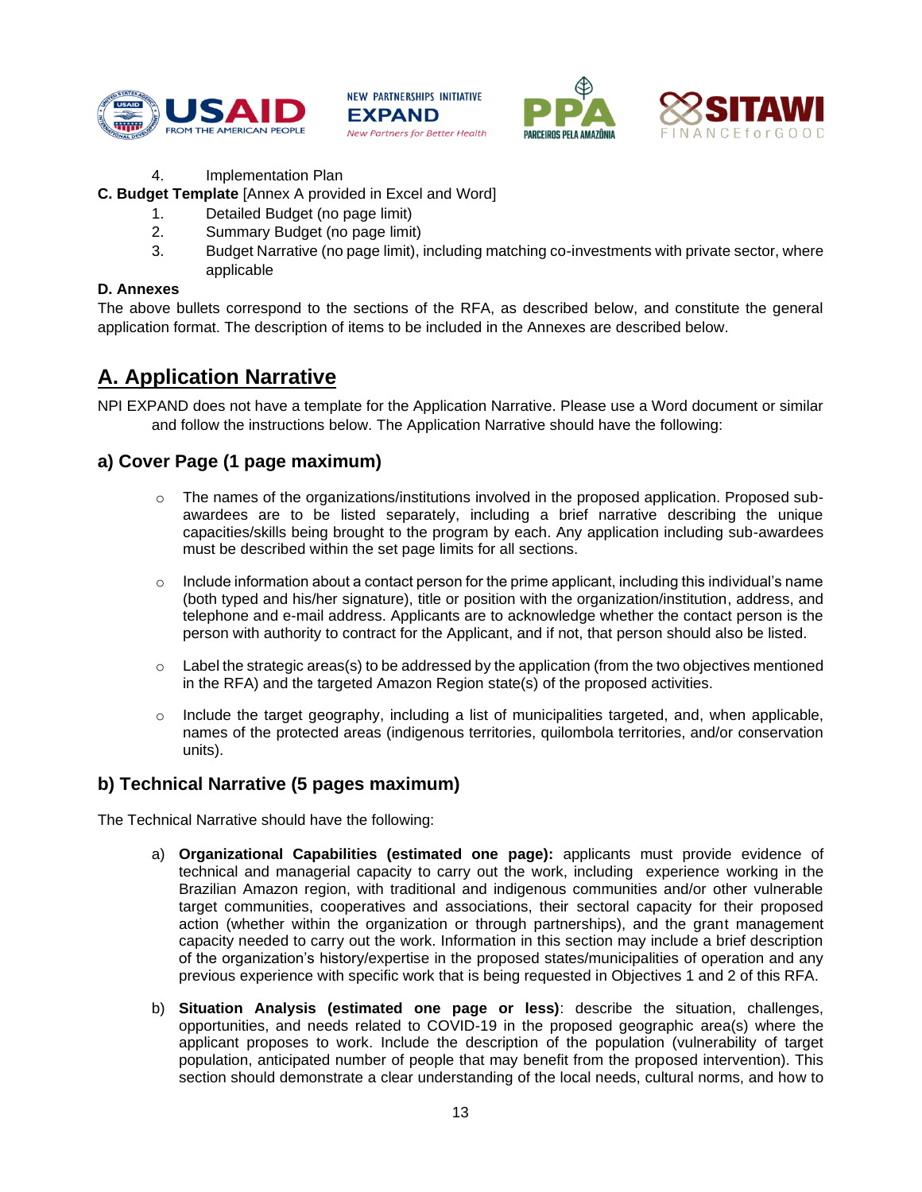4. Implementation Plan

**C. Budget Template** [Annex A provided in Excel and Word]

1. Detailed Budget (no page limit)
2. Summary Budget (no page limit)
3. Budget Narrative (no page limit), including matching co-investments with private sector, where applicable

**D. Annexes**

The above bullets correspond to the sections of the RFA, as described below, and constitute the general application format. The description of items to be included in the Annexes are described below.

## A. Application Narrative

NPI EXPAND does not have a template for the Application Narrative. Please use a Word document or similar and follow the instructions below. The Application Narrative should have the following:

### a) Cover Page (1 page maximum)

- The names of the organizations/institutions involved in the proposed application. Proposed sub-awardees are to be listed separately, including a brief narrative describing the unique capacities/skills being brought to the program by each. Any application including sub-awardees must be described within the set page limits for all sections.
- Include information about a contact person for the prime applicant, including this individual's name (both typed and his/her signature), title or position with the organization/institution, address, and telephone and e-mail address. Applicants are to acknowledge whether the contact person is the person with authority to contract for the Applicant, and if not, that person should also be listed.
- Label the strategic areas(s) to be addressed by the application (from the two objectives mentioned in the RFA) and the targeted Amazon Region state(s) of the proposed activities.
- Include the target geography, including a list of municipalities targeted, and, when applicable, names of the protected areas (indigenous territories, quilombola territories, and/or conservation units).

### b) Technical Narrative (5 pages maximum)

The Technical Narrative should have the following:

a) **Organizational Capabilities (estimated one page):** applicants must provide evidence of technical and managerial capacity to carry out the work, including experience working in the Brazilian Amazon region, with traditional and indigenous communities and/or other vulnerable target communities, cooperatives and associations, their sectoral capacity for their proposed action (whether within the organization or through partnerships), and the grant management capacity needed to carry out the work. Information in this section may include a brief description of the organization's history/expertise in the proposed states/municipalities of operation and any previous experience with specific work that is being requested in Objectives 1 and 2 of this RFA.

b) **Situation Analysis (estimated one page or less)**: describe the situation, challenges, opportunities, and needs related to COVID-19 in the proposed geographic area(s) where the applicant proposes to work. Include the description of the population (vulnerability of target population, anticipated number of people that may benefit from the proposed intervention). This section should demonstrate a clear understanding of the local needs, cultural norms, and how to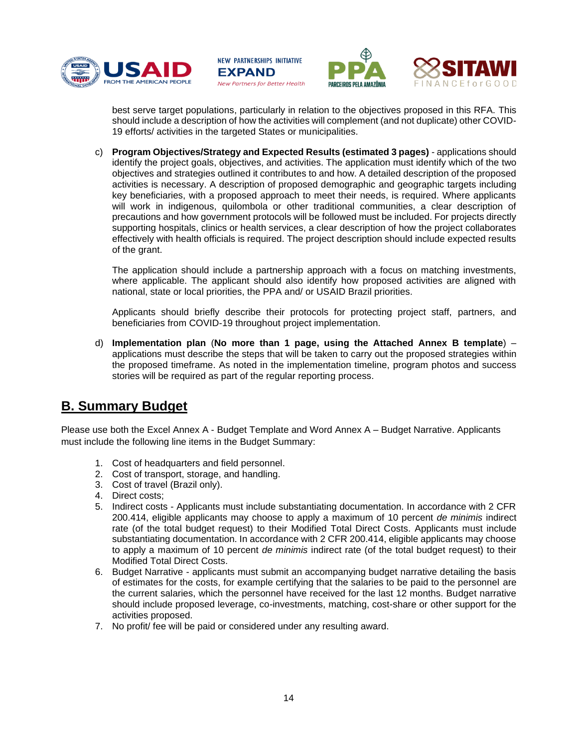best serve target populations, particularly in relation to the objectives proposed in this RFA. This should include a description of how the activities will complement (and not duplicate) other COVID-19 efforts/ activities in the targeted States or municipalities.

c) **Program Objectives/Strategy and Expected Results (estimated 3 pages)** - applications should identify the project goals, objectives, and activities. The application must identify which of the two objectives and strategies outlined it contributes to and how. A detailed description of the proposed activities is necessary. A description of proposed demographic and geographic targets including key beneficiaries, with a proposed approach to meet their needs, is required. Where applicants will work in indigenous, quilombola or other traditional communities, a clear description of precautions and how government protocols will be followed must be included. For projects directly supporting hospitals, clinics or health services, a clear description of how the project collaborates effectively with health officials is required. The project description should include expected results of the grant.

   The application should include a partnership approach with a focus on matching investments, where applicable. The applicant should also identify how proposed activities are aligned with national, state or local priorities, the PPA and/ or USAID Brazil priorities.

   Applicants should briefly describe their protocols for protecting project staff, partners, and beneficiaries from COVID-19 throughout project implementation.

d) **Implementation plan** (**No more than 1 page, using the Attached Annex B template**) – applications must describe the steps that will be taken to carry out the proposed strategies within the proposed timeframe. As noted in the implementation timeline, program photos and success stories will be required as part of the regular reporting process.

## B. Summary Budget

Please use both the Excel Annex A - Budget Template and Word Annex A – Budget Narrative. Applicants must include the following line items in the Budget Summary:

1. Cost of headquarters and field personnel.
2. Cost of transport, storage, and handling.
3. Cost of travel (Brazil only).
4. Direct costs;
5. Indirect costs - Applicants must include substantiating documentation. In accordance with 2 CFR 200.414, eligible applicants may choose to apply a maximum of 10 percent *de minimis* indirect rate (of the total budget request) to their Modified Total Direct Costs. Applicants must include substantiating documentation. In accordance with 2 CFR 200.414, eligible applicants may choose to apply a maximum of 10 percent *de minimis* indirect rate (of the total budget request) to their Modified Total Direct Costs.
6. Budget Narrative - applicants must submit an accompanying budget narrative detailing the basis of estimates for the costs, for example certifying that the salaries to be paid to the personnel are the current salaries, which the personnel have received for the last 12 months. Budget narrative should include proposed leverage, co-investments, matching, cost-share or other support for the activities proposed.
7. No profit/ fee will be paid or considered under any resulting award.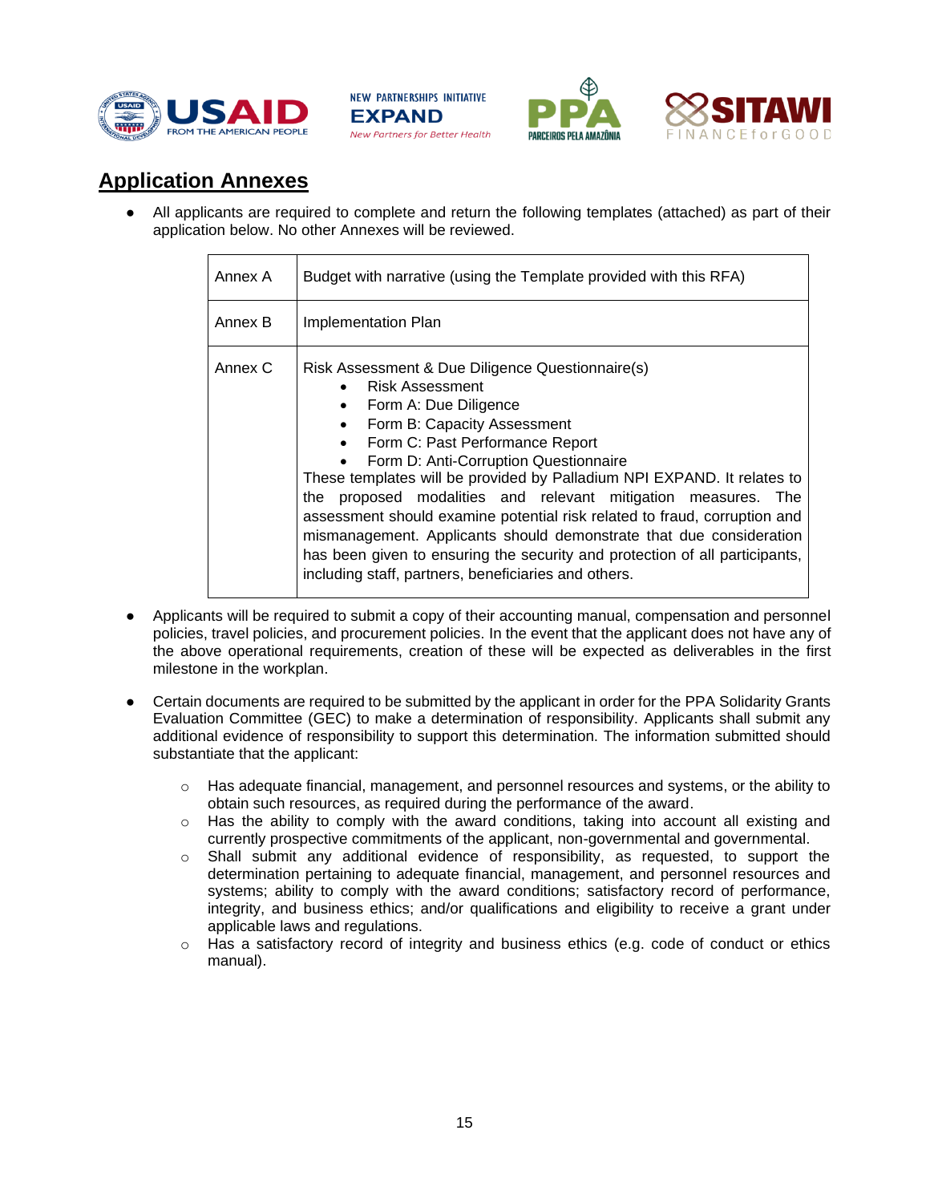## Application Annexes

- All applicants are required to complete and return the following templates (attached) as part of their application below. No other Annexes will be reviewed.

| | |
|---|---|
| Annex A | Budget with narrative (using the Template provided with this RFA) |
| Annex B | Implementation Plan |
| Annex C | Risk Assessment & Due Diligence Questionnaire(s)<br>• Risk Assessment<br>• Form A: Due Diligence<br>• Form B: Capacity Assessment<br>• Form C: Past Performance Report<br>• Form D: Anti-Corruption Questionnaire<br>These templates will be provided by Palladium NPI EXPAND. It relates to the proposed modalities and relevant mitigation measures. The assessment should examine potential risk related to fraud, corruption and mismanagement. Applicants should demonstrate that due consideration has been given to ensuring the security and protection of all participants, including staff, partners, beneficiaries and others. |

- Applicants will be required to submit a copy of their accounting manual, compensation and personnel policies, travel policies, and procurement policies. In the event that the applicant does not have any of the above operational requirements, creation of these will be expected as deliverables in the first milestone in the workplan.

- Certain documents are required to be submitted by the applicant in order for the PPA Solidarity Grants Evaluation Committee (GEC) to make a determination of responsibility. Applicants shall submit any additional evidence of responsibility to support this determination. The information submitted should substantiate that the applicant:

  - Has adequate financial, management, and personnel resources and systems, or the ability to obtain such resources, as required during the performance of the award.
  - Has the ability to comply with the award conditions, taking into account all existing and currently prospective commitments of the applicant, non-governmental and governmental.
  - Shall submit any additional evidence of responsibility, as requested, to support the determination pertaining to adequate financial, management, and personnel resources and systems; ability to comply with the award conditions; satisfactory record of performance, integrity, and business ethics; and/or qualifications and eligibility to receive a grant under applicable laws and regulations.
  - Has a satisfactory record of integrity and business ethics (e.g. code of conduct or ethics manual).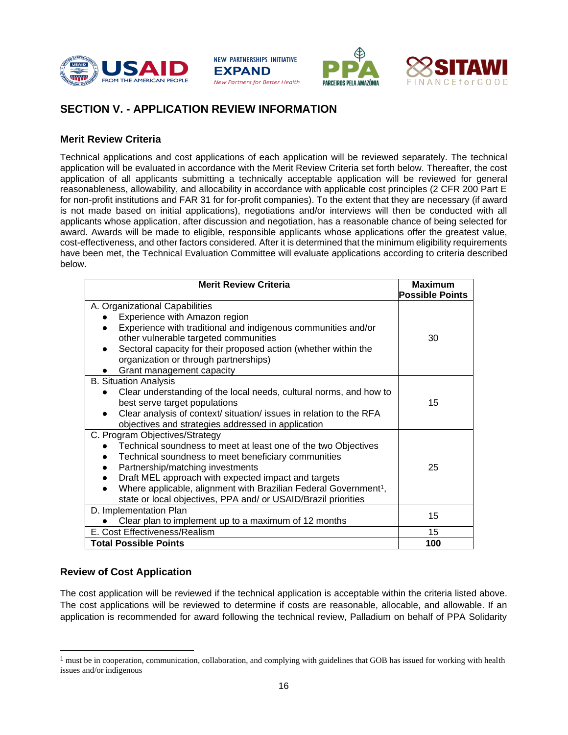## SECTION V. - APPLICATION REVIEW INFORMATION

### Merit Review Criteria

Technical applications and cost applications of each application will be reviewed separately. The technical application will be evaluated in accordance with the Merit Review Criteria set forth below. Thereafter, the cost application of all applicants submitting a technically acceptable application will be reviewed for general reasonableness, allowability, and allocability in accordance with applicable cost principles (2 CFR 200 Part E for non-profit institutions and FAR 31 for for-profit companies). To the extent that they are necessary (if award is not made based on initial applications), negotiations and/or interviews will then be conducted with all applicants whose application, after discussion and negotiation, has a reasonable chance of being selected for award. Awards will be made to eligible, responsible applicants whose applications offer the greatest value, cost-effectiveness, and other factors considered. After it is determined that the minimum eligibility requirements have been met, the Technical Evaluation Committee will evaluate applications according to criteria described below.

| Merit Review Criteria | Maximum Possible Points |
|---|---|
| A. Organizational Capabilities<br>● Experience with Amazon region<br>● Experience with traditional and indigenous communities and/or other vulnerable targeted communities<br>● Sectoral capacity for their proposed action (whether within the organization or through partnerships)<br>● Grant management capacity | 30 |
| B. Situation Analysis<br>● Clear understanding of the local needs, cultural norms, and how to best serve target populations<br>● Clear analysis of context/ situation/ issues in relation to the RFA objectives and strategies addressed in application | 15 |
| C. Program Objectives/Strategy<br>● Technical soundness to meet at least one of the two Objectives<br>● Technical soundness to meet beneficiary communities<br>● Partnership/matching investments<br>● Draft MEL approach with expected impact and targets<br>● Where applicable, alignment with Brazilian Federal Government[1], state or local objectives, PPA and/ or USAID/Brazil priorities | 25 |
| D. Implementation Plan<br>● Clear plan to implement up to a maximum of 12 months | 15 |
| E. Cost Effectiveness/Realism | 15 |
| **Total Possible Points** | **100** |

### Review of Cost Application

The cost application will be reviewed if the technical application is acceptable within the criteria listed above. The cost applications will be reviewed to determine if costs are reasonable, allocable, and allowable. If an application is recommended for award following the technical review, Palladium on behalf of PPA Solidarity

---

[1] must be in cooperation, communication, collaboration, and complying with guidelines that GOB has issued for working with health issues and/or indigenous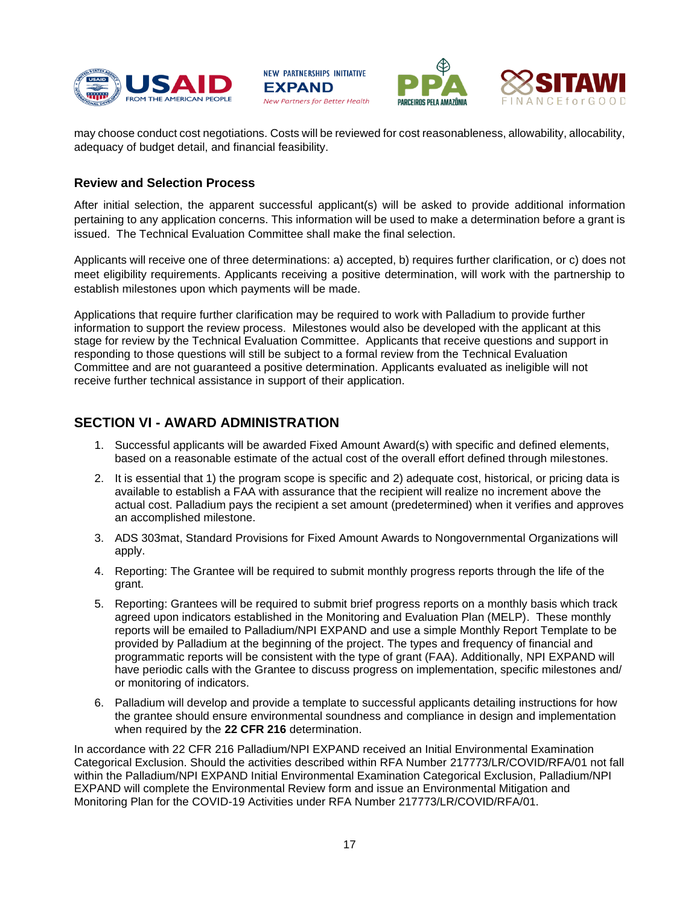may choose conduct cost negotiations. Costs will be reviewed for cost reasonableness, allowability, allocability, adequacy of budget detail, and financial feasibility.

### Review and Selection Process

After initial selection, the apparent successful applicant(s) will be asked to provide additional information pertaining to any application concerns. This information will be used to make a determination before a grant is issued. The Technical Evaluation Committee shall make the final selection.

Applicants will receive one of three determinations: a) accepted, b) requires further clarification, or c) does not meet eligibility requirements. Applicants receiving a positive determination, will work with the partnership to establish milestones upon which payments will be made.

Applications that require further clarification may be required to work with Palladium to provide further information to support the review process. Milestones would also be developed with the applicant at this stage for review by the Technical Evaluation Committee. Applicants that receive questions and support in responding to those questions will still be subject to a formal review from the Technical Evaluation Committee and are not guaranteed a positive determination. Applicants evaluated as ineligible will not receive further technical assistance in support of their application.

## SECTION VI - AWARD ADMINISTRATION

1. Successful applicants will be awarded Fixed Amount Award(s) with specific and defined elements, based on a reasonable estimate of the actual cost of the overall effort defined through milestones.
2. It is essential that 1) the program scope is specific and 2) adequate cost, historical, or pricing data is available to establish a FAA with assurance that the recipient will realize no increment above the actual cost. Palladium pays the recipient a set amount (predetermined) when it verifies and approves an accomplished milestone.
3. ADS 303mat, Standard Provisions for Fixed Amount Awards to Nongovernmental Organizations will apply.
4. Reporting: The Grantee will be required to submit monthly progress reports through the life of the grant.
5. Reporting: Grantees will be required to submit brief progress reports on a monthly basis which track agreed upon indicators established in the Monitoring and Evaluation Plan (MELP). These monthly reports will be emailed to Palladium/NPI EXPAND and use a simple Monthly Report Template to be provided by Palladium at the beginning of the project. The types and frequency of financial and programmatic reports will be consistent with the type of grant (FAA). Additionally, NPI EXPAND will have periodic calls with the Grantee to discuss progress on implementation, specific milestones and/ or monitoring of indicators.
6. Palladium will develop and provide a template to successful applicants detailing instructions for how the grantee should ensure environmental soundness and compliance in design and implementation when required by the **22 CFR 216** determination.

In accordance with 22 CFR 216 Palladium/NPI EXPAND received an Initial Environmental Examination Categorical Exclusion. Should the activities described within RFA Number 217773/LR/COVID/RFA/01 not fall within the Palladium/NPI EXPAND Initial Environmental Examination Categorical Exclusion, Palladium/NPI EXPAND will complete the Environmental Review form and issue an Environmental Mitigation and Monitoring Plan for the COVID-19 Activities under RFA Number 217773/LR/COVID/RFA/01.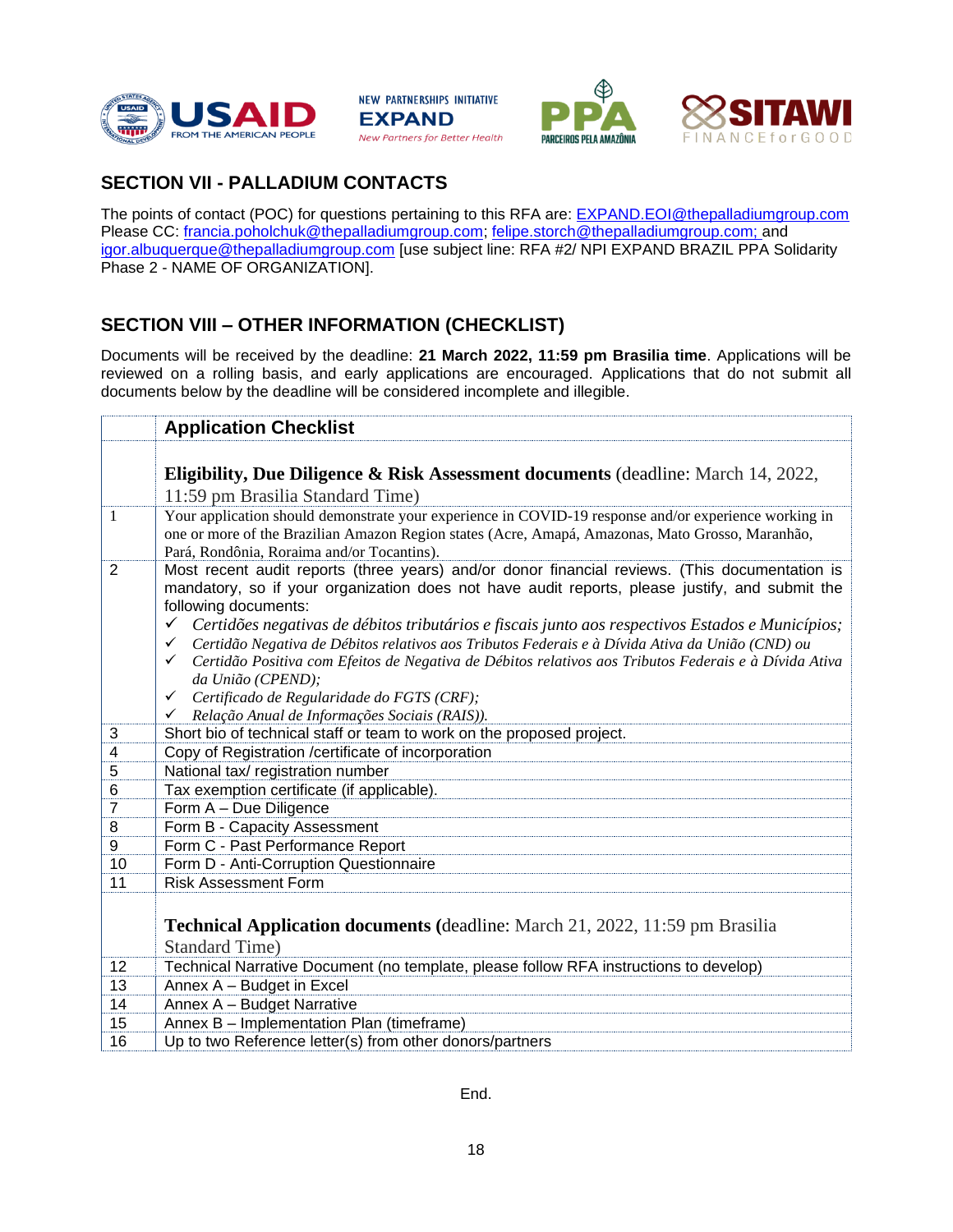## SECTION VII - PALLADIUM CONTACTS

The points of contact (POC) for questions pertaining to this RFA are: EXPAND.EOI@thepalladiumgroup.com Please CC: francia.poholchuk@thepalladiumgroup.com; felipe.storch@thepalladiumgroup.com; and igor.albuquerque@thepalladiumgroup.com [use subject line: RFA #2/ NPI EXPAND BRAZIL PPA Solidarity Phase 2 - NAME OF ORGANIZATION].

## SECTION VIII – OTHER INFORMATION (CHECKLIST)

Documents will be received by the deadline: **21 March 2022, 11:59 pm Brasilia time**. Applications will be reviewed on a rolling basis, and early applications are encouraged. Applications that do not submit all documents below by the deadline will be considered incomplete and illegible.

| | **Application Checklist** |
|---|---|
| | **Eligibility, Due Diligence & Risk Assessment documents** (deadline: March 14, 2022, 11:59 pm Brasilia Standard Time) |
| 1 | Your application should demonstrate your experience in COVID-19 response and/or experience working in one or more of the Brazilian Amazon Region states (Acre, Amapá, Amazonas, Mato Grosso, Maranhão, Pará, Rondônia, Roraima and/or Tocantins). |
| 2 | Most recent audit reports (three years) and/or donor financial reviews. (This documentation is mandatory, so if your organization does not have audit reports, please justify, and submit the following documents:<br>✓ *Certidões negativas de débitos tributários e fiscais junto aos respectivos Estados e Municípios;*<br>✓ *Certidão Negativa de Débitos relativos aos Tributos Federais e à Dívida Ativa da União (CND) ou*<br>✓ *Certidão Positiva com Efeitos de Negativa de Débitos relativos aos Tributos Federais e à Dívida Ativa da União (CPEND);*<br>✓ *Certificado de Regularidade do FGTS (CRF);*<br>✓ *Relação Anual de Informações Sociais (RAIS)).* |
| 3 | Short bio of technical staff or team to work on the proposed project. |
| 4 | Copy of Registration /certificate of incorporation |
| 5 | National tax/ registration number |
| 6 | Tax exemption certificate (if applicable). |
| 7 | Form A – Due Diligence |
| 8 | Form B - Capacity Assessment |
| 9 | Form C - Past Performance Report |
| 10 | Form D - Anti-Corruption Questionnaire |
| 11 | Risk Assessment Form |
| | **Technical Application documents (**deadline: March 21, 2022, 11:59 pm Brasilia Standard Time) |
| 12 | Technical Narrative Document (no template, please follow RFA instructions to develop) |
| 13 | Annex A – Budget in Excel |
| 14 | Annex A – Budget Narrative |
| 15 | Annex B – Implementation Plan (timeframe) |
| 16 | Up to two Reference letter(s) from other donors/partners |

End.